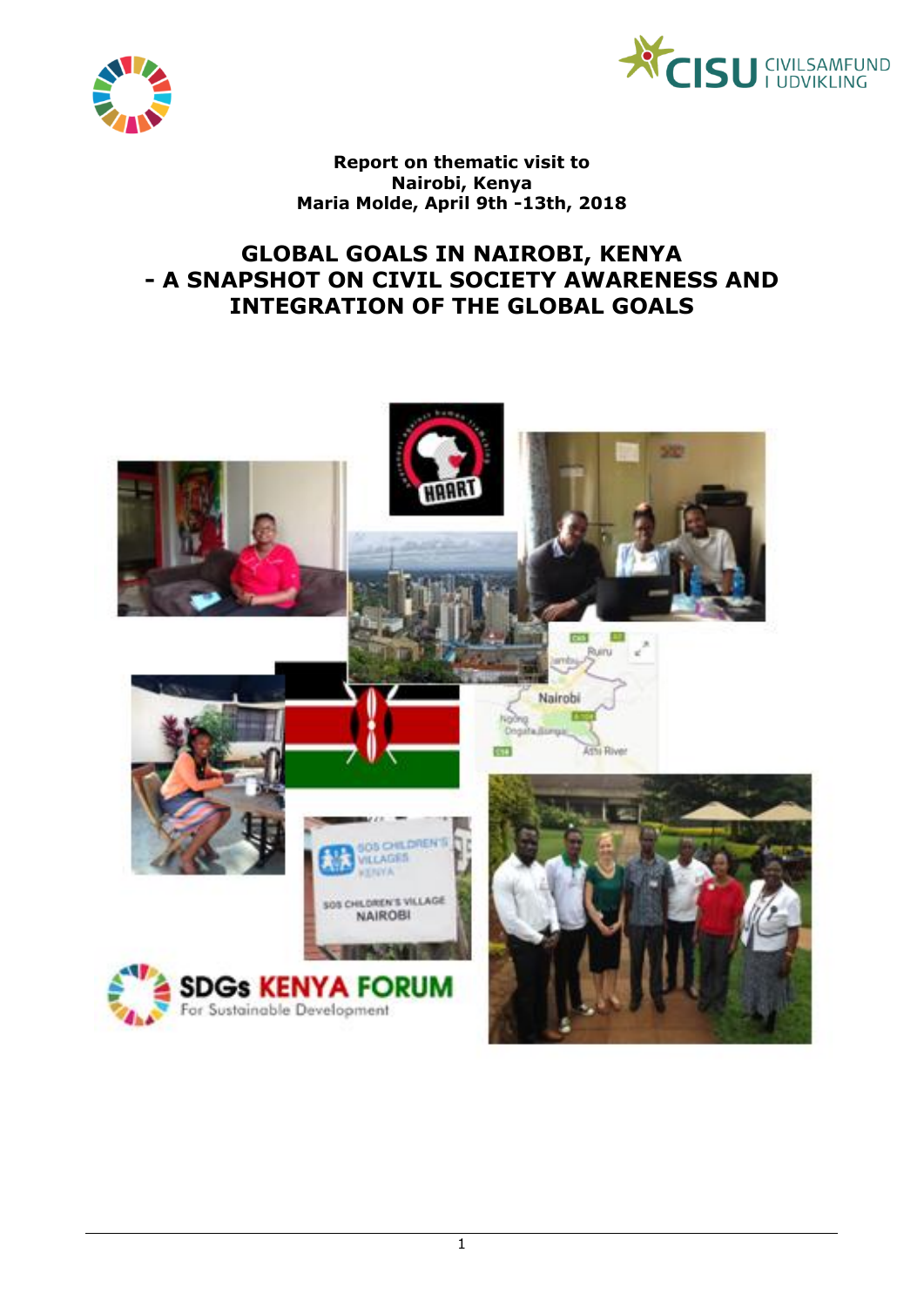**Report on thematic visit to**
**Nairobi, Kenya**
**Maria Molde, April 9th -13th, 2018**

# GLOBAL GOALS IN NAIROBI, KENYA - A SNAPSHOT ON CIVIL SOCIETY AWARENESS AND INTEGRATION OF THE GLOBAL GOALS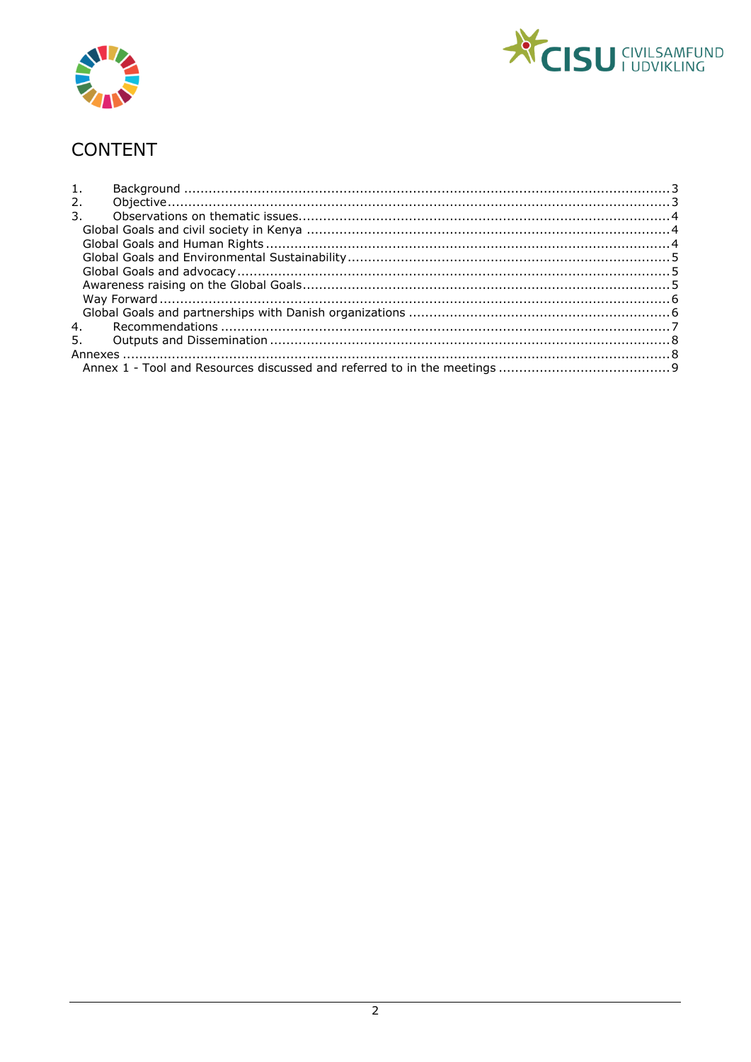# CONTENT

1. Background ........................................................................................................................3
2. Objective...........................................................................................................................3
3. Observations on thematic issues..........................................................................................4
   - Global Goals and civil society in Kenya .........................................................................4
   - Global Goals and Human Rights ....................................................................................4
   - Global Goals and Environmental Sustainability ..............................................................5
   - Global Goals and advocacy ...........................................................................................5
   - Awareness raising on the Global Goals ..........................................................................5
   - Way Forward ...............................................................................................................6
   - Global Goals and partnerships with Danish organizations ................................................6
4. Recommendations ..............................................................................................................7
5. Outputs and Dissemination ..................................................................................................8

Annexes .....................................................................................................................................8

- Annex 1 - Tool and Resources discussed and referred to in the meetings ..........................................9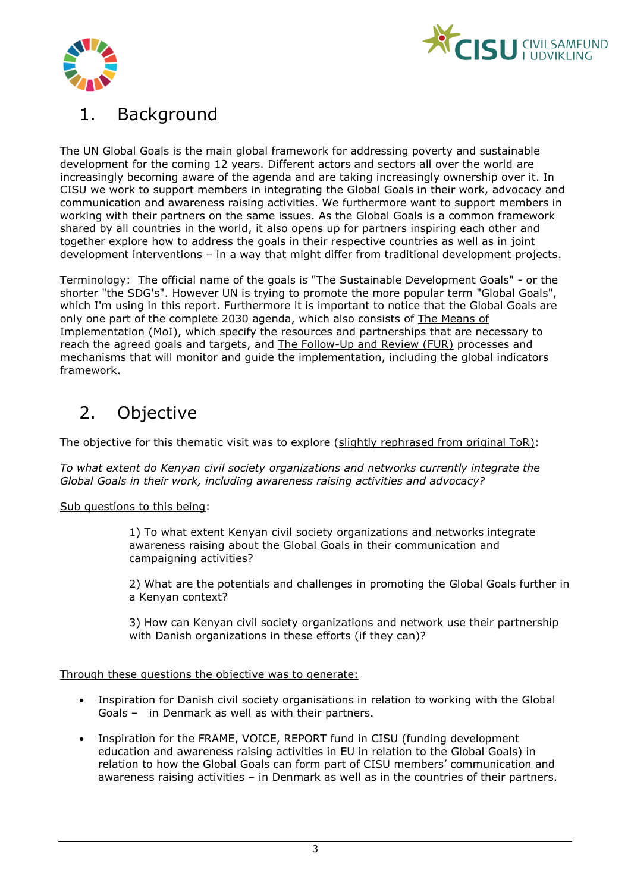# 1. Background

The UN Global Goals is the main global framework for addressing poverty and sustainable development for the coming 12 years. Different actors and sectors all over the world are increasingly becoming aware of the agenda and are taking increasingly ownership over it. In CISU we work to support members in integrating the Global Goals in their work, advocacy and communication and awareness raising activities. We furthermore want to support members in working with their partners on the same issues. As the Global Goals is a common framework shared by all countries in the world, it also opens up for partners inspiring each other and together explore how to address the goals in their respective countries as well as in joint development interventions – in a way that might differ from traditional development projects.

Terminology: The official name of the goals is "The Sustainable Development Goals" - or the shorter "the SDG's". However UN is trying to promote the more popular term "Global Goals", which I'm using in this report. Furthermore it is important to notice that the Global Goals are only one part of the complete 2030 agenda, which also consists of The Means of Implementation (MoI), which specify the resources and partnerships that are necessary to reach the agreed goals and targets, and The Follow-Up and Review (FUR) processes and mechanisms that will monitor and guide the implementation, including the global indicators framework.

# 2. Objective

The objective for this thematic visit was to explore (slightly rephrased from original ToR):

*To what extent do Kenyan civil society organizations and networks currently integrate the Global Goals in their work, including awareness raising activities and advocacy?*

Sub questions to this being:

> 1) To what extent Kenyan civil society organizations and networks integrate awareness raising about the Global Goals in their communication and campaigning activities?
>
> 2) What are the potentials and challenges in promoting the Global Goals further in a Kenyan context?
>
> 3) How can Kenyan civil society organizations and network use their partnership with Danish organizations in these efforts (if they can)?

Through these questions the objective was to generate:

- Inspiration for Danish civil society organisations in relation to working with the Global Goals – in Denmark as well as with their partners.
- Inspiration for the FRAME, VOICE, REPORT fund in CISU (funding development education and awareness raising activities in EU in relation to the Global Goals) in relation to how the Global Goals can form part of CISU members' communication and awareness raising activities – in Denmark as well as in the countries of their partners.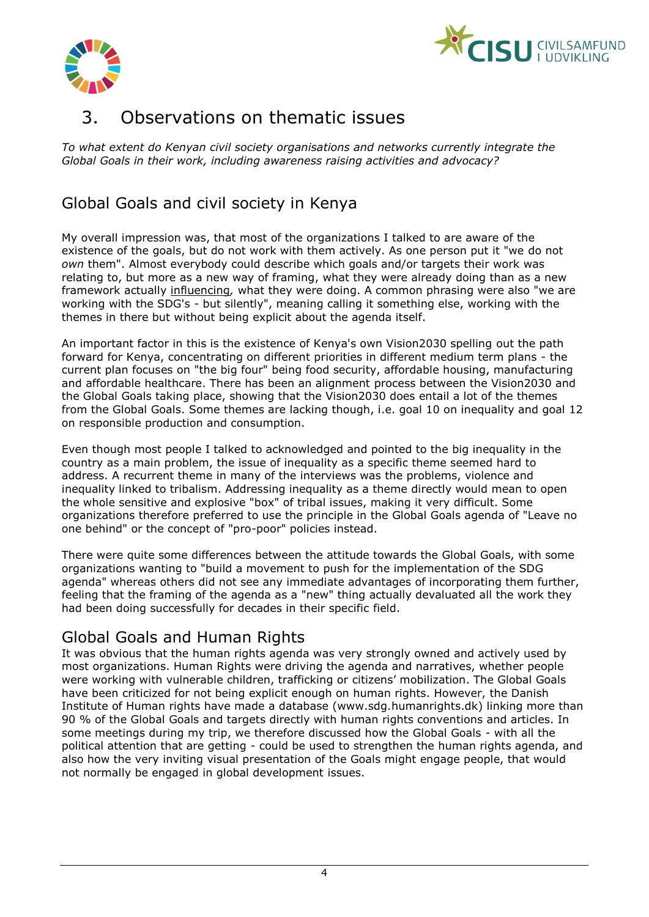# 3. Observations on thematic issues

*To what extent do Kenyan civil society organisations and networks currently integrate the Global Goals in their work, including awareness raising activities and advocacy?*

## Global Goals and civil society in Kenya

My overall impression was, that most of the organizations I talked to are aware of the existence of the goals, but do not work with them actively. As one person put it "we do not *own* them". Almost everybody could describe which goals and/or targets their work was relating to, but more as a new way of framing, what they were already doing than as a new framework actually influencing*,* what they were doing. A common phrasing were also "we are working with the SDG's - but silently", meaning calling it something else, working with the themes in there but without being explicit about the agenda itself.

An important factor in this is the existence of Kenya's own Vision2030 spelling out the path forward for Kenya, concentrating on different priorities in different medium term plans - the current plan focuses on "the big four" being food security, affordable housing, manufacturing and affordable healthcare. There has been an alignment process between the Vision2030 and the Global Goals taking place, showing that the Vision2030 does entail a lot of the themes from the Global Goals. Some themes are lacking though, i.e. goal 10 on inequality and goal 12 on responsible production and consumption.

Even though most people I talked to acknowledged and pointed to the big inequality in the country as a main problem, the issue of inequality as a specific theme seemed hard to address. A recurrent theme in many of the interviews was the problems, violence and inequality linked to tribalism. Addressing inequality as a theme directly would mean to open the whole sensitive and explosive "box" of tribal issues, making it very difficult. Some organizations therefore preferred to use the principle in the Global Goals agenda of "Leave no one behind" or the concept of "pro-poor" policies instead.

There were quite some differences between the attitude towards the Global Goals, with some organizations wanting to "build a movement to push for the implementation of the SDG agenda" whereas others did not see any immediate advantages of incorporating them further, feeling that the framing of the agenda as a "new" thing actually devaluated all the work they had been doing successfully for decades in their specific field.

## Global Goals and Human Rights

It was obvious that the human rights agenda was very strongly owned and actively used by most organizations. Human Rights were driving the agenda and narratives, whether people were working with vulnerable children, trafficking or citizens' mobilization. The Global Goals have been criticized for not being explicit enough on human rights. However, the Danish Institute of Human rights have made a database (www.sdg.humanrights.dk) linking more than 90 % of the Global Goals and targets directly with human rights conventions and articles. In some meetings during my trip, we therefore discussed how the Global Goals - with all the political attention that are getting - could be used to strengthen the human rights agenda, and also how the very inviting visual presentation of the Goals might engage people, that would not normally be engaged in global development issues.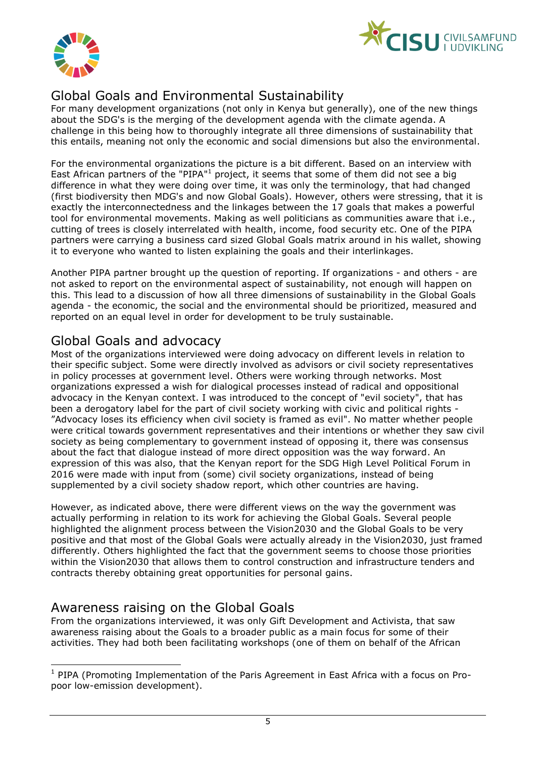## Global Goals and Environmental Sustainability

For many development organizations (not only in Kenya but generally), one of the new things about the SDG's is the merging of the development agenda with the climate agenda. A challenge in this being how to thoroughly integrate all three dimensions of sustainability that this entails, meaning not only the economic and social dimensions but also the environmental.

For the environmental organizations the picture is a bit different. Based on an interview with East African partners of the "PIPA"[1] project, it seems that some of them did not see a big difference in what they were doing over time, it was only the terminology, that had changed (first biodiversity then MDG's and now Global Goals). However, others were stressing, that it is exactly the interconnectedness and the linkages between the 17 goals that makes a powerful tool for environmental movements. Making as well politicians as communities aware that i.e., cutting of trees is closely interrelated with health, income, food security etc. One of the PIPA partners were carrying a business card sized Global Goals matrix around in his wallet, showing it to everyone who wanted to listen explaining the goals and their interlinkages.

Another PIPA partner brought up the question of reporting. If organizations - and others - are not asked to report on the environmental aspect of sustainability, not enough will happen on this. This lead to a discussion of how all three dimensions of sustainability in the Global Goals agenda - the economic, the social and the environmental should be prioritized, measured and reported on an equal level in order for development to be truly sustainable.

## Global Goals and advocacy

Most of the organizations interviewed were doing advocacy on different levels in relation to their specific subject. Some were directly involved as advisors or civil society representatives in policy processes at government level. Others were working through networks. Most organizations expressed a wish for dialogical processes instead of radical and oppositional advocacy in the Kenyan context. I was introduced to the concept of "evil society", that has been a derogatory label for the part of civil society working with civic and political rights - "Advocacy loses its efficiency when civil society is framed as evil". No matter whether people were critical towards government representatives and their intentions or whether they saw civil society as being complementary to government instead of opposing it, there was consensus about the fact that dialogue instead of more direct opposition was the way forward. An expression of this was also, that the Kenyan report for the SDG High Level Political Forum in 2016 were made with input from (some) civil society organizations, instead of being supplemented by a civil society shadow report, which other countries are having.

However, as indicated above, there were different views on the way the government was actually performing in relation to its work for achieving the Global Goals. Several people highlighted the alignment process between the Vision2030 and the Global Goals to be very positive and that most of the Global Goals were actually already in the Vision2030, just framed differently. Others highlighted the fact that the government seems to choose those priorities within the Vision2030 that allows them to control construction and infrastructure tenders and contracts thereby obtaining great opportunities for personal gains.

## Awareness raising on the Global Goals

From the organizations interviewed, it was only Gift Development and Activista, that saw awareness raising about the Goals to a broader public as a main focus for some of their activities. They had both been facilitating workshops (one of them on behalf of the African

---

[1] PIPA (Promoting Implementation of the Paris Agreement in East Africa with a focus on Pro-poor low-emission development).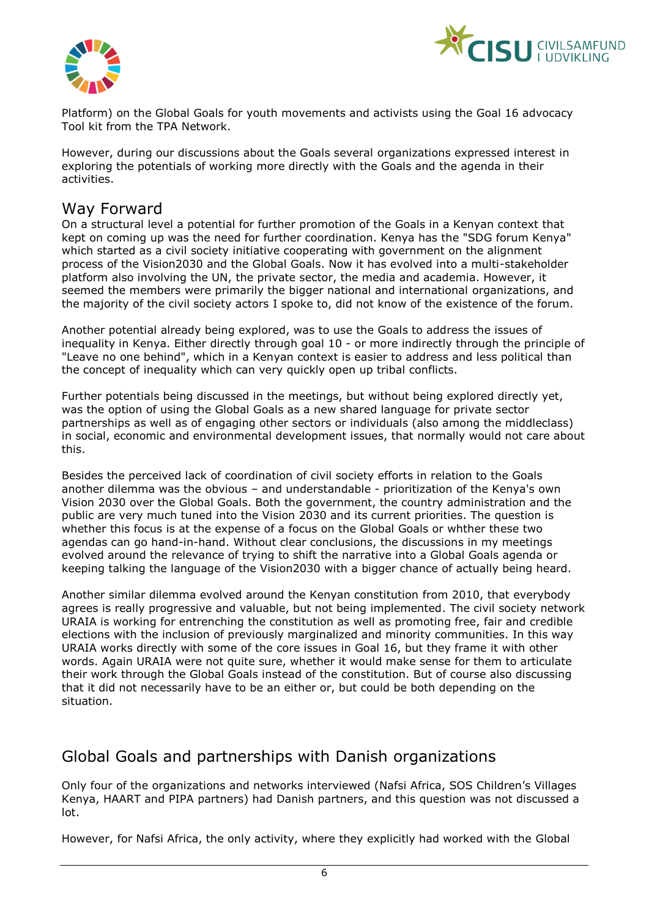Platform) on the Global Goals for youth movements and activists using the Goal 16 advocacy Tool kit from the TPA Network.

However, during our discussions about the Goals several organizations expressed interest in exploring the potentials of working more directly with the Goals and the agenda in their activities.

## Way Forward

On a structural level a potential for further promotion of the Goals in a Kenyan context that kept on coming up was the need for further coordination. Kenya has the "SDG forum Kenya" which started as a civil society initiative cooperating with government on the alignment process of the Vision2030 and the Global Goals. Now it has evolved into a multi-stakeholder platform also involving the UN, the private sector, the media and academia. However, it seemed the members were primarily the bigger national and international organizations, and the majority of the civil society actors I spoke to, did not know of the existence of the forum.

Another potential already being explored, was to use the Goals to address the issues of inequality in Kenya. Either directly through goal 10 - or more indirectly through the principle of "Leave no one behind", which in a Kenyan context is easier to address and less political than the concept of inequality which can very quickly open up tribal conflicts.

Further potentials being discussed in the meetings, but without being explored directly yet, was the option of using the Global Goals as a new shared language for private sector partnerships as well as of engaging other sectors or individuals (also among the middleclass) in social, economic and environmental development issues, that normally would not care about this.

Besides the perceived lack of coordination of civil society efforts in relation to the Goals another dilemma was the obvious – and understandable - prioritization of the Kenya's own Vision 2030 over the Global Goals. Both the government, the country administration and the public are very much tuned into the Vision 2030 and its current priorities. The question is whether this focus is at the expense of a focus on the Global Goals or whther these two agendas can go hand-in-hand. Without clear conclusions, the discussions in my meetings evolved around the relevance of trying to shift the narrative into a Global Goals agenda or keeping talking the language of the Vision2030 with a bigger chance of actually being heard.

Another similar dilemma evolved around the Kenyan constitution from 2010, that everybody agrees is really progressive and valuable, but not being implemented. The civil society network URAIA is working for entrenching the constitution as well as promoting free, fair and credible elections with the inclusion of previously marginalized and minority communities. In this way URAIA works directly with some of the core issues in Goal 16, but they frame it with other words. Again URAIA were not quite sure, whether it would make sense for them to articulate their work through the Global Goals instead of the constitution. But of course also discussing that it did not necessarily have to be an either or, but could be both depending on the situation.

## Global Goals and partnerships with Danish organizations

Only four of the organizations and networks interviewed (Nafsi Africa, SOS Children's Villages Kenya, HAART and PIPA partners) had Danish partners, and this question was not discussed a lot.

However, for Nafsi Africa, the only activity, where they explicitly had worked with the Global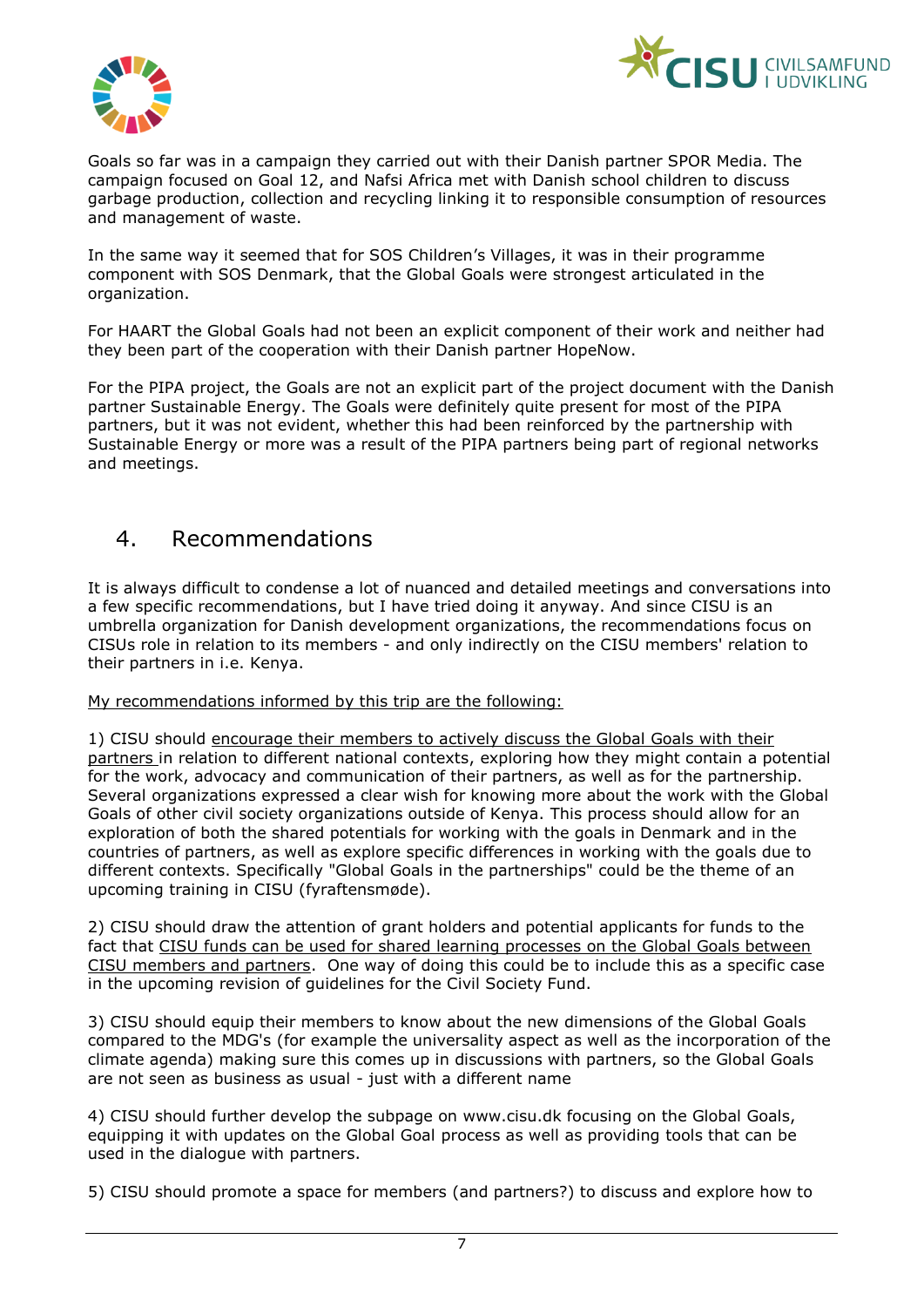Goals so far was in a campaign they carried out with their Danish partner SPOR Media. The campaign focused on Goal 12, and Nafsi Africa met with Danish school children to discuss garbage production, collection and recycling linking it to responsible consumption of resources and management of waste.

In the same way it seemed that for SOS Children's Villages, it was in their programme component with SOS Denmark, that the Global Goals were strongest articulated in the organization.

For HAART the Global Goals had not been an explicit component of their work and neither had they been part of the cooperation with their Danish partner HopeNow.

For the PIPA project, the Goals are not an explicit part of the project document with the Danish partner Sustainable Energy. The Goals were definitely quite present for most of the PIPA partners, but it was not evident, whether this had been reinforced by the partnership with Sustainable Energy or more was a result of the PIPA partners being part of regional networks and meetings.

## 4. Recommendations

It is always difficult to condense a lot of nuanced and detailed meetings and conversations into a few specific recommendations, but I have tried doing it anyway. And since CISU is an umbrella organization for Danish development organizations, the recommendations focus on CISUs role in relation to its members - and only indirectly on the CISU members' relation to their partners in i.e. Kenya.

<u>My recommendations informed by this trip are the following:</u>

1) CISU should <u>encourage their members to actively discuss the Global Goals with their partners</u> in relation to different national contexts, exploring how they might contain a potential for the work, advocacy and communication of their partners, as well as for the partnership. Several organizations expressed a clear wish for knowing more about the work with the Global Goals of other civil society organizations outside of Kenya. This process should allow for an exploration of both the shared potentials for working with the goals in Denmark and in the countries of partners, as well as explore specific differences in working with the goals due to different contexts. Specifically "Global Goals in the partnerships" could be the theme of an upcoming training in CISU (fyraftensmøde).

2) CISU should draw the attention of grant holders and potential applicants for funds to the fact that <u>CISU funds can be used for shared learning processes on the Global Goals between CISU members and partners</u>. One way of doing this could be to include this as a specific case in the upcoming revision of guidelines for the Civil Society Fund.

3) CISU should equip their members to know about the new dimensions of the Global Goals compared to the MDG's (for example the universality aspect as well as the incorporation of the climate agenda) making sure this comes up in discussions with partners, so the Global Goals are not seen as business as usual - just with a different name

4) CISU should further develop the subpage on www.cisu.dk focusing on the Global Goals, equipping it with updates on the Global Goal process as well as providing tools that can be used in the dialogue with partners.

5) CISU should promote a space for members (and partners?) to discuss and explore how to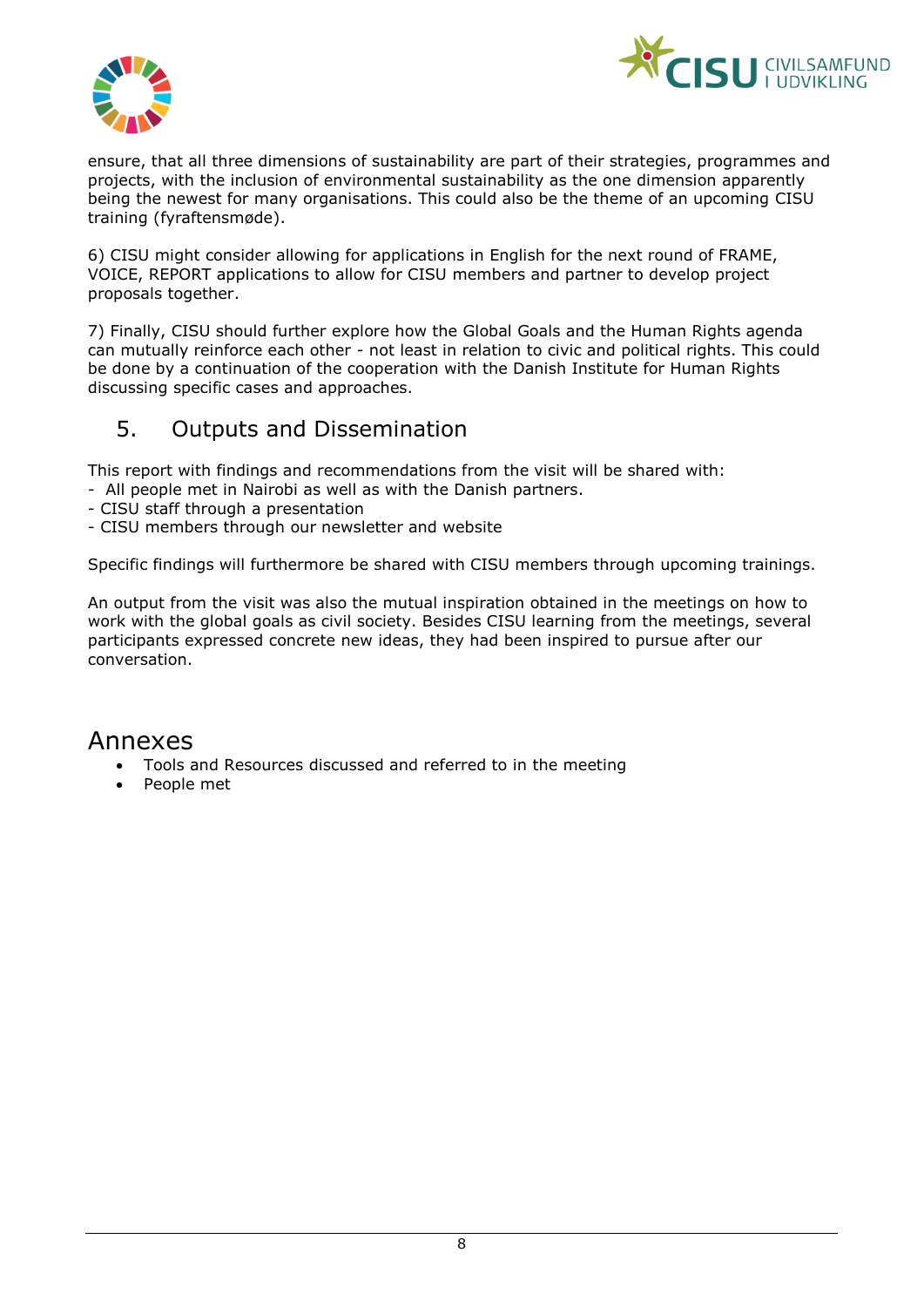ensure, that all three dimensions of sustainability are part of their strategies, programmes and projects, with the inclusion of environmental sustainability as the one dimension apparently being the newest for many organisations. This could also be the theme of an upcoming CISU training (fyraftensmøde).

6) CISU might consider allowing for applications in English for the next round of FRAME, VOICE, REPORT applications to allow for CISU members and partner to develop project proposals together.

7) Finally, CISU should further explore how the Global Goals and the Human Rights agenda can mutually reinforce each other - not least in relation to civic and political rights. This could be done by a continuation of the cooperation with the Danish Institute for Human Rights discussing specific cases and approaches.

## 5. Outputs and Dissemination

This report with findings and recommendations from the visit will be shared with:
- All people met in Nairobi as well as with the Danish partners.
- CISU staff through a presentation
- CISU members through our newsletter and website

Specific findings will furthermore be shared with CISU members through upcoming trainings.

An output from the visit was also the mutual inspiration obtained in the meetings on how to work with the global goals as civil society. Besides CISU learning from the meetings, several participants expressed concrete new ideas, they had been inspired to pursue after our conversation.

# Annexes

- Tools and Resources discussed and referred to in the meeting
- People met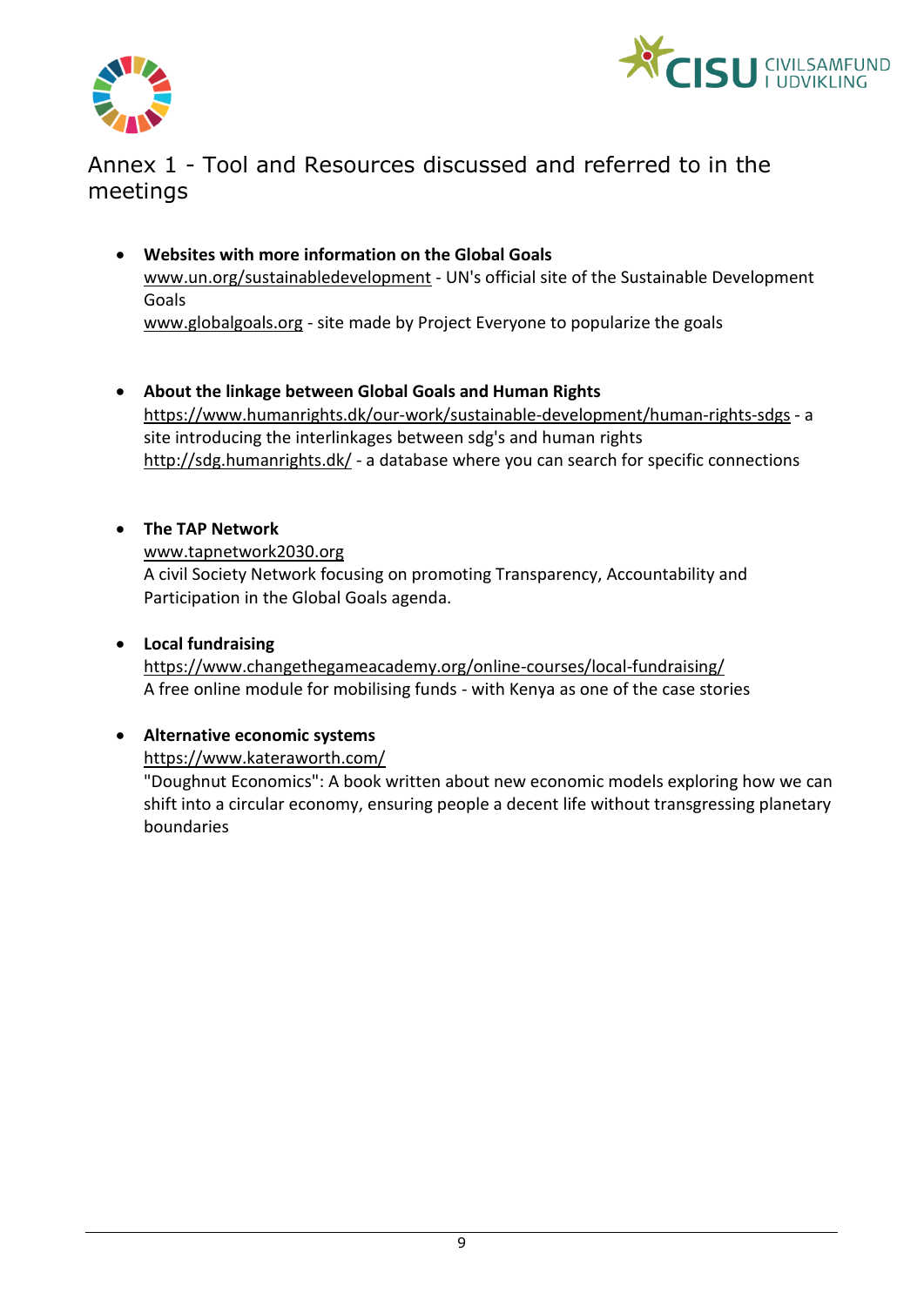# Annex 1 - Tool and Resources discussed and referred to in the meetings

- **Websites with more information on the Global Goals**
  www.un.org/sustainabledevelopment - UN's official site of the Sustainable Development Goals
  www.globalgoals.org - site made by Project Everyone to popularize the goals

- **About the linkage between Global Goals and Human Rights**
  https://www.humanrights.dk/our-work/sustainable-development/human-rights-sdgs - a site introducing the interlinkages between sdg's and human rights
  http://sdg.humanrights.dk/ - a database where you can search for specific connections

- **The TAP Network**
  www.tapnetwork2030.org
  A civil Society Network focusing on promoting Transparency, Accountability and Participation in the Global Goals agenda.

- **Local fundraising**
  https://www.changethegameacademy.org/online-courses/local-fundraising/
  A free online module for mobilising funds - with Kenya as one of the case stories

- **Alternative economic systems**
  https://www.kateraworth.com/
  "Doughnut Economics": A book written about new economic models exploring how we can shift into a circular economy, ensuring people a decent life without transgressing planetary boundaries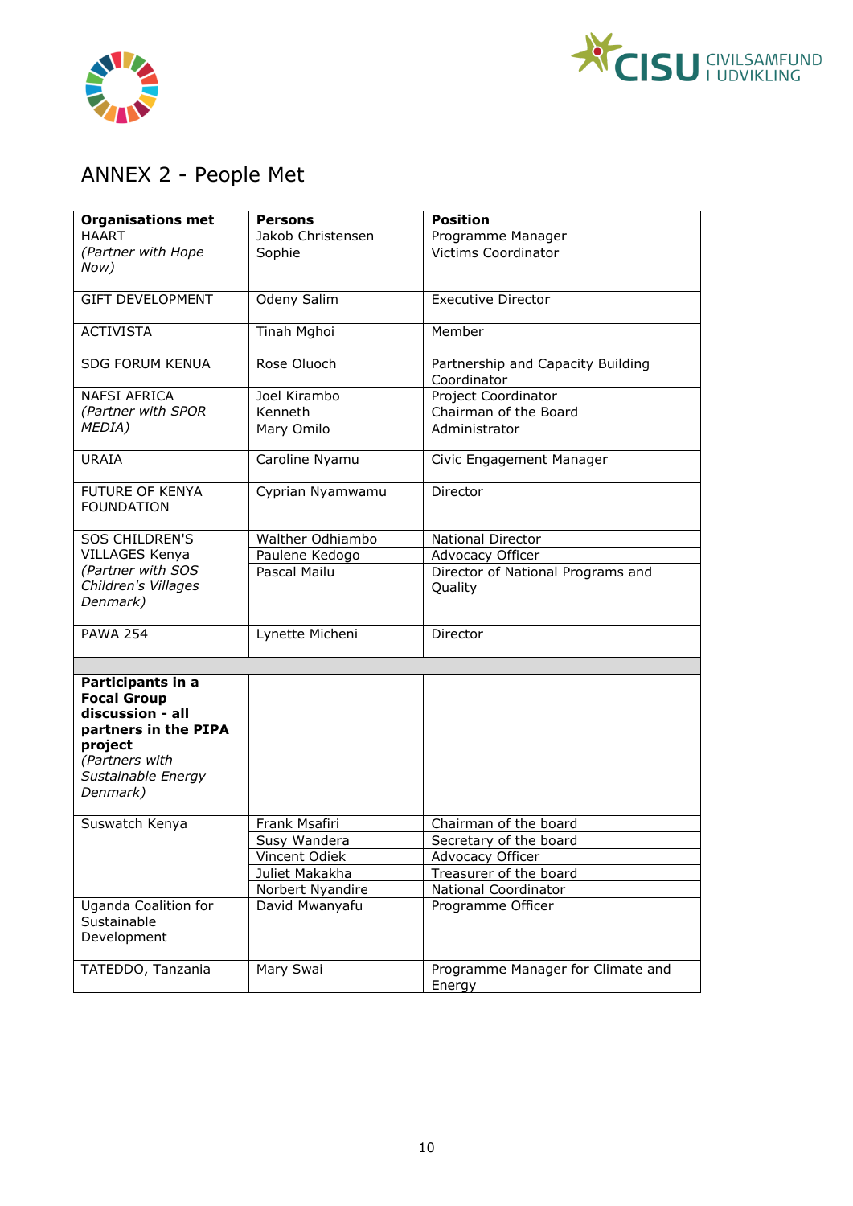# ANNEX 2 - People Met

| **Organisations met** | **Persons** | **Position** |
|---|---|---|
| HAART *(Partner with Hope Now)* | Jakob Christensen | Programme Manager |
| | Sophie | Victims Coordinator |
| GIFT DEVELOPMENT | Odeny Salim | Executive Director |
| ACTIVISTA | Tinah Mghoi | Member |
| SDG FORUM KENUA | Rose Oluoch | Partnership and Capacity Building Coordinator |
| NAFSI AFRICA *(Partner with SPOR MEDIA)* | Joel Kirambo | Project Coordinator |
| | Kenneth | Chairman of the Board |
| | Mary Omilo | Administrator |
| URAIA | Caroline Nyamu | Civic Engagement Manager |
| FUTURE OF KENYA FOUNDATION | Cyprian Nyamwamu | Director |
| SOS CHILDREN'S VILLAGES Kenya *(Partner with SOS Children's Villages Denmark)* | Walther Odhiambo | National Director |
| | Paulene Kedogo | Advocacy Officer |
| | Pascal Mailu | Director of National Programs and Quality |
| PAWA 254 | Lynette Micheni | Director |
| | | |
| **Participants in a Focal Group discussion - all partners in the PIPA project** *(Partners with Sustainable Energy Denmark)* | | |
| Suswatch Kenya | Frank Msafiri | Chairman of the board |
| | Susy Wandera | Secretary of the board |
| | Vincent Odiek | Advocacy Officer |
| | Juliet Makakha | Treasurer of the board |
| | Norbert Nyandire | National Coordinator |
| Uganda Coalition for Sustainable Development | David Mwanyafu | Programme Officer |
| TATEDDO, Tanzania | Mary Swai | Programme Manager for Climate and Energy |